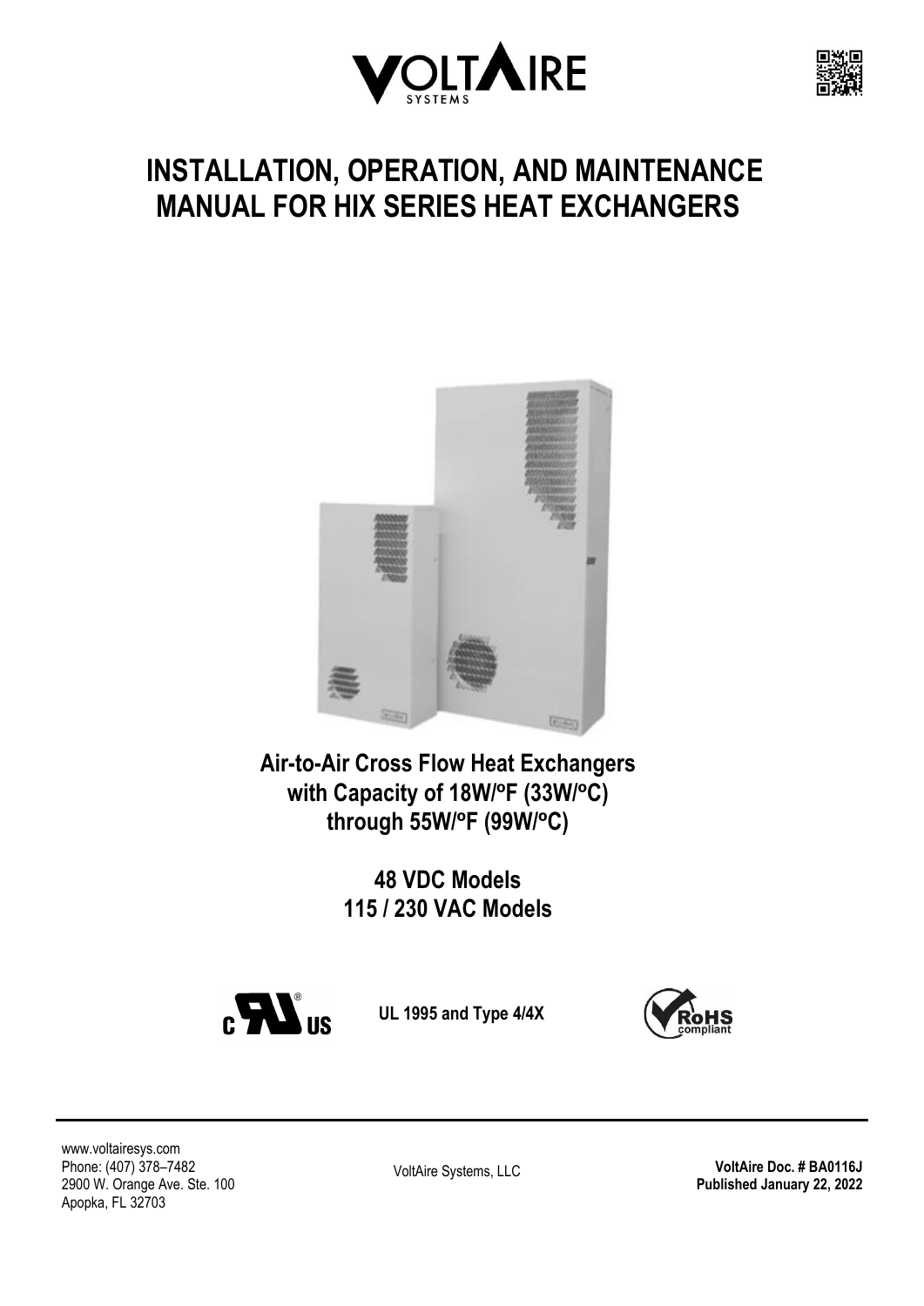# INSTALLATION, OPERATION, AND MAINTENANCE MANUAL FOR HIX SERIES HEAT EXCHANGERS

**Air-to-Air Cross Flow Heat Exchangers with Capacity of 18W/°F (33W/°C) through 55W/°F (99W/°C)**

**48 VDC Models**
**115 / 230 VAC Models**

**UL 1995 and Type 4/4X**

www.voltairesys.com
Phone: (407) 378–7482
2900 W. Orange Ave. Ste. 100
Apopka, FL 32703

VoltAire Systems, LLC

**VoltAire Doc. # BA0116J**
**Published January 22, 2022**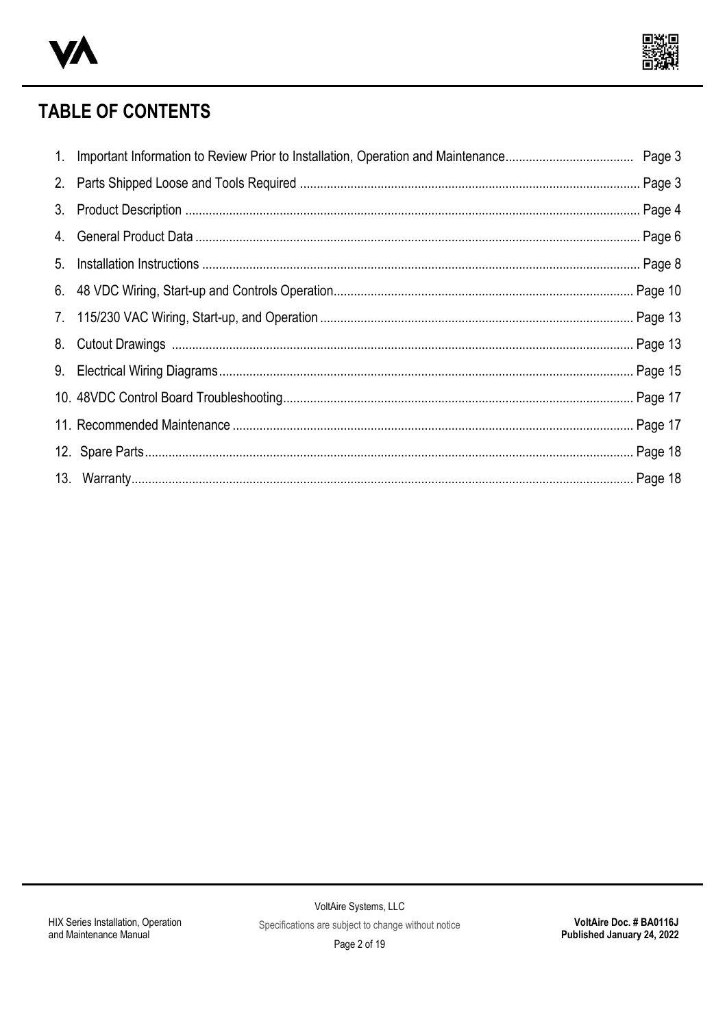# TABLE OF CONTENTS

1. Important Information to Review Prior to Installation, Operation and Maintenance...................................... Page 3
2. Parts Shipped Loose and Tools Required .................................................................................................... Page 3
3. Product Description ..................................................................................................................................... Page 4
4. General Product Data .................................................................................................................................. Page 6
5. Installation Instructions ................................................................................................................................ Page 8
6. 48 VDC Wiring, Start-up and Controls Operation........................................................................................ Page 10
7. 115/230 VAC Wiring, Start-up, and Operation ............................................................................................ Page 13
8. Cutout Drawings ......................................................................................................................................... Page 13
9. Electrical Wiring Diagrams.......................................................................................................................... Page 15
10. 48VDC Control Board Troubleshooting....................................................................................................... Page 17
11. Recommended Maintenance ...................................................................................................................... Page 17
12. Spare Parts................................................................................................................................................. Page 18
13. Warranty..................................................................................................................................................... Page 18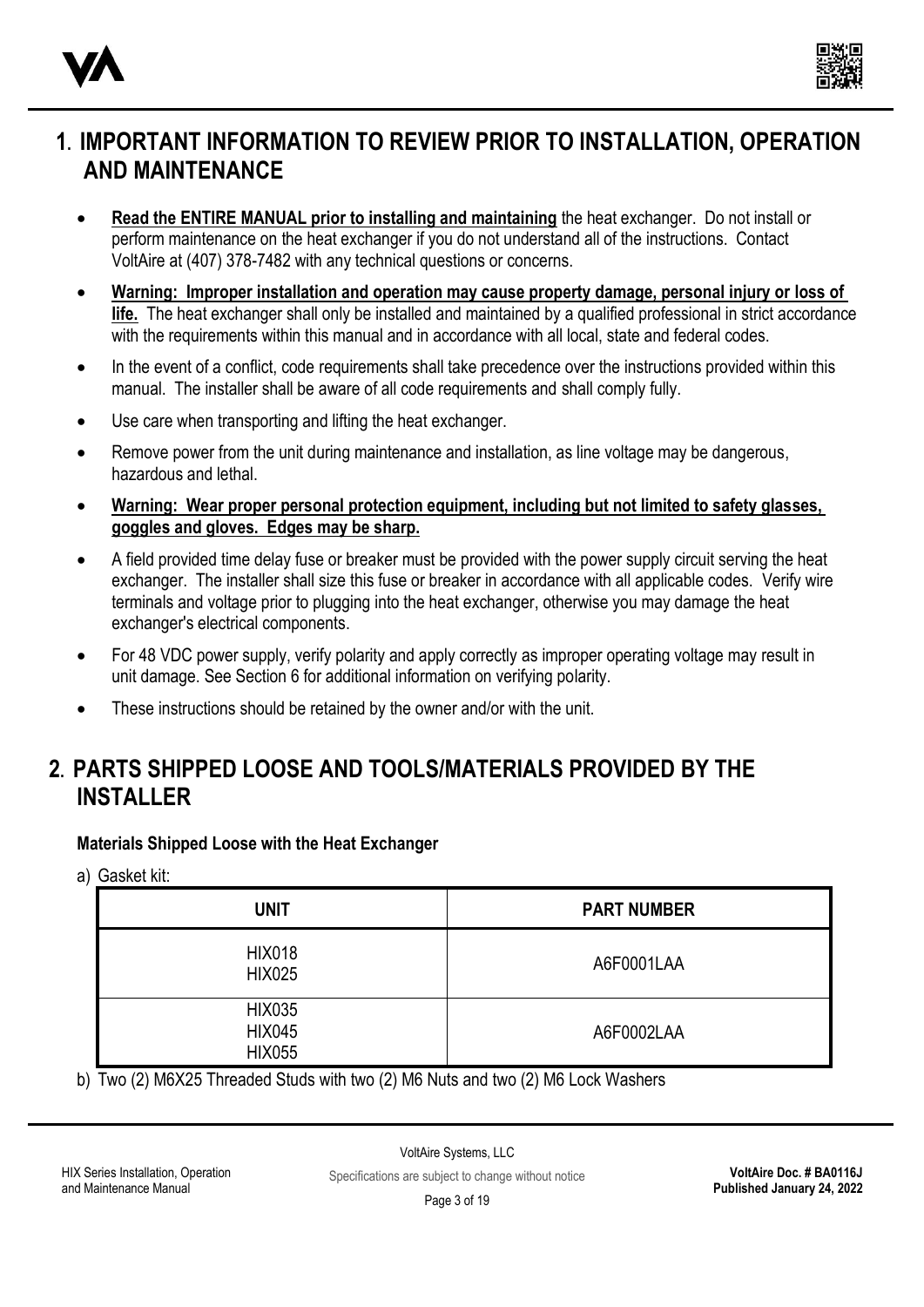# 1. IMPORTANT INFORMATION TO REVIEW PRIOR TO INSTALLATION, OPERATION AND MAINTENANCE

- **Read the ENTIRE MANUAL prior to installing and maintaining** the heat exchanger. Do not install or perform maintenance on the heat exchanger if you do not understand all of the instructions. Contact VoltAire at (407) 378-7482 with any technical questions or concerns.
- **Warning: Improper installation and operation may cause property damage, personal injury or loss of life.** The heat exchanger shall only be installed and maintained by a qualified professional in strict accordance with the requirements within this manual and in accordance with all local, state and federal codes.
- In the event of a conflict, code requirements shall take precedence over the instructions provided within this manual. The installer shall be aware of all code requirements and shall comply fully.
- Use care when transporting and lifting the heat exchanger.
- Remove power from the unit during maintenance and installation, as line voltage may be dangerous, hazardous and lethal.
- **Warning: Wear proper personal protection equipment, including but not limited to safety glasses, goggles and gloves. Edges may be sharp.**
- A field provided time delay fuse or breaker must be provided with the power supply circuit serving the heat exchanger. The installer shall size this fuse or breaker in accordance with all applicable codes. Verify wire terminals and voltage prior to plugging into the heat exchanger, otherwise you may damage the heat exchanger's electrical components.
- For 48 VDC power supply, verify polarity and apply correctly as improper operating voltage may result in unit damage. See Section 6 for additional information on verifying polarity.
- These instructions should be retained by the owner and/or with the unit.

# 2. PARTS SHIPPED LOOSE AND TOOLS/MATERIALS PROVIDED BY THE INSTALLER

### Materials Shipped Loose with the Heat Exchanger

a) Gasket kit:

| UNIT | PART NUMBER |
|---|---|
| HIX018<br>HIX025 | A6F0001LAA |
| HIX035<br>HIX045<br>HIX055 | A6F0002LAA |

b) Two (2) M6X25 Threaded Studs with two (2) M6 Nuts and two (2) M6 Lock Washers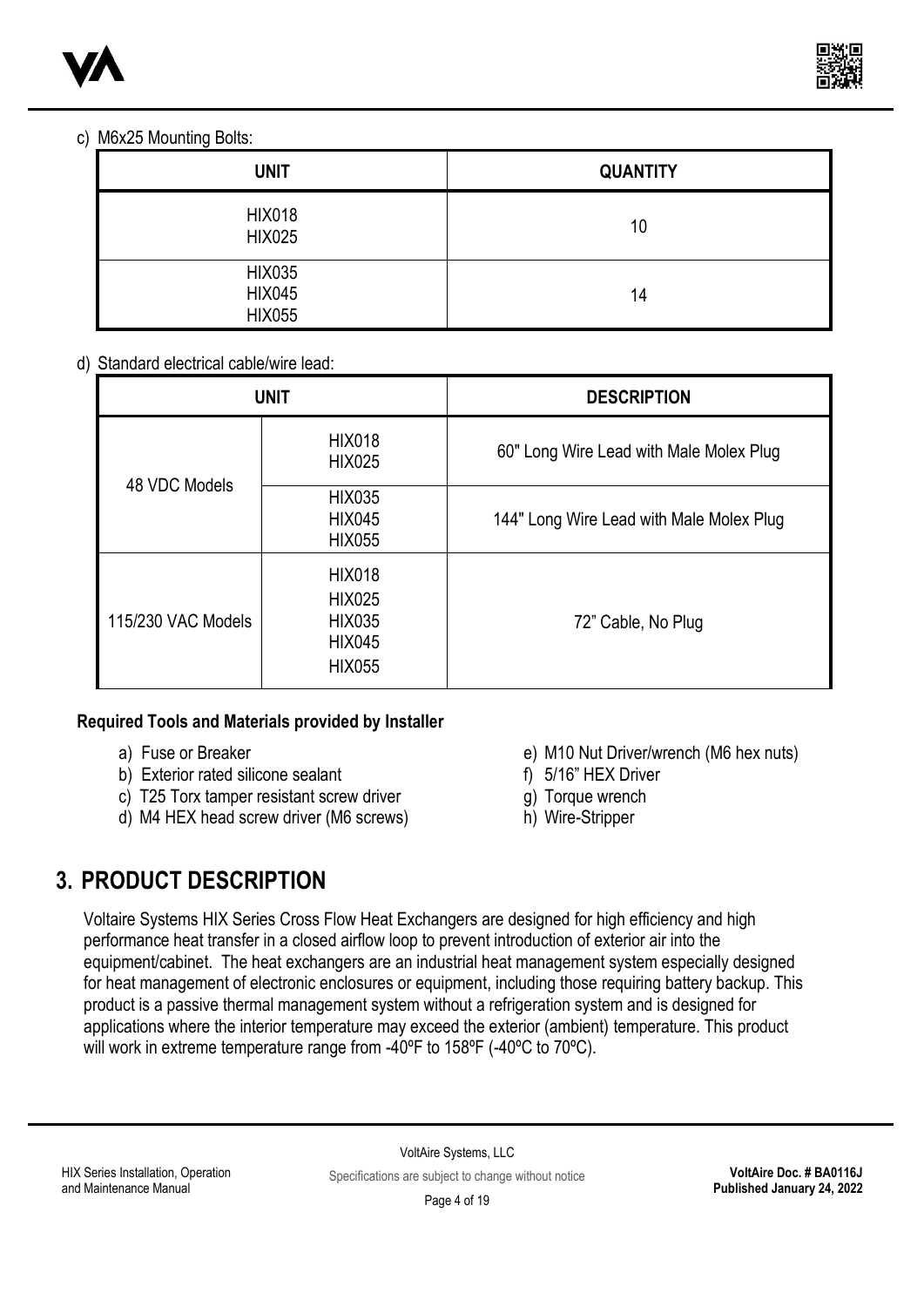c) M6x25 Mounting Bolts:

| UNIT | QUANTITY |
|---|---|
| HIX018<br>HIX025 | 10 |
| HIX035<br>HIX045<br>HIX055 | 14 |

d) Standard electrical cable/wire lead:

| UNIT | | DESCRIPTION |
|---|---|---|
| 48 VDC Models | HIX018<br>HIX025 | 60" Long Wire Lead with Male Molex Plug |
| | HIX035<br>HIX045<br>HIX055 | 144" Long Wire Lead with Male Molex Plug |
| 115/230 VAC Models | HIX018<br>HIX025<br>HIX035<br>HIX045<br>HIX055 | 72" Cable, No Plug |

**Required Tools and Materials provided by Installer**

a) Fuse or Breaker
b) Exterior rated silicone sealant
c) T25 Torx tamper resistant screw driver
d) M4 HEX head screw driver (M6 screws)
e) M10 Nut Driver/wrench (M6 hex nuts)
f) 5/16" HEX Driver
g) Torque wrench
h) Wire-Stripper

# 3. PRODUCT DESCRIPTION

Voltaire Systems HIX Series Cross Flow Heat Exchangers are designed for high efficiency and high performance heat transfer in a closed airflow loop to prevent introduction of exterior air into the equipment/cabinet. The heat exchangers are an industrial heat management system especially designed for heat management of electronic enclosures or equipment, including those requiring battery backup. This product is a passive thermal management system without a refrigeration system and is designed for applications where the interior temperature may exceed the exterior (ambient) temperature. This product will work in extreme temperature range from -40ºF to 158ºF (-40ºC to 70ºC).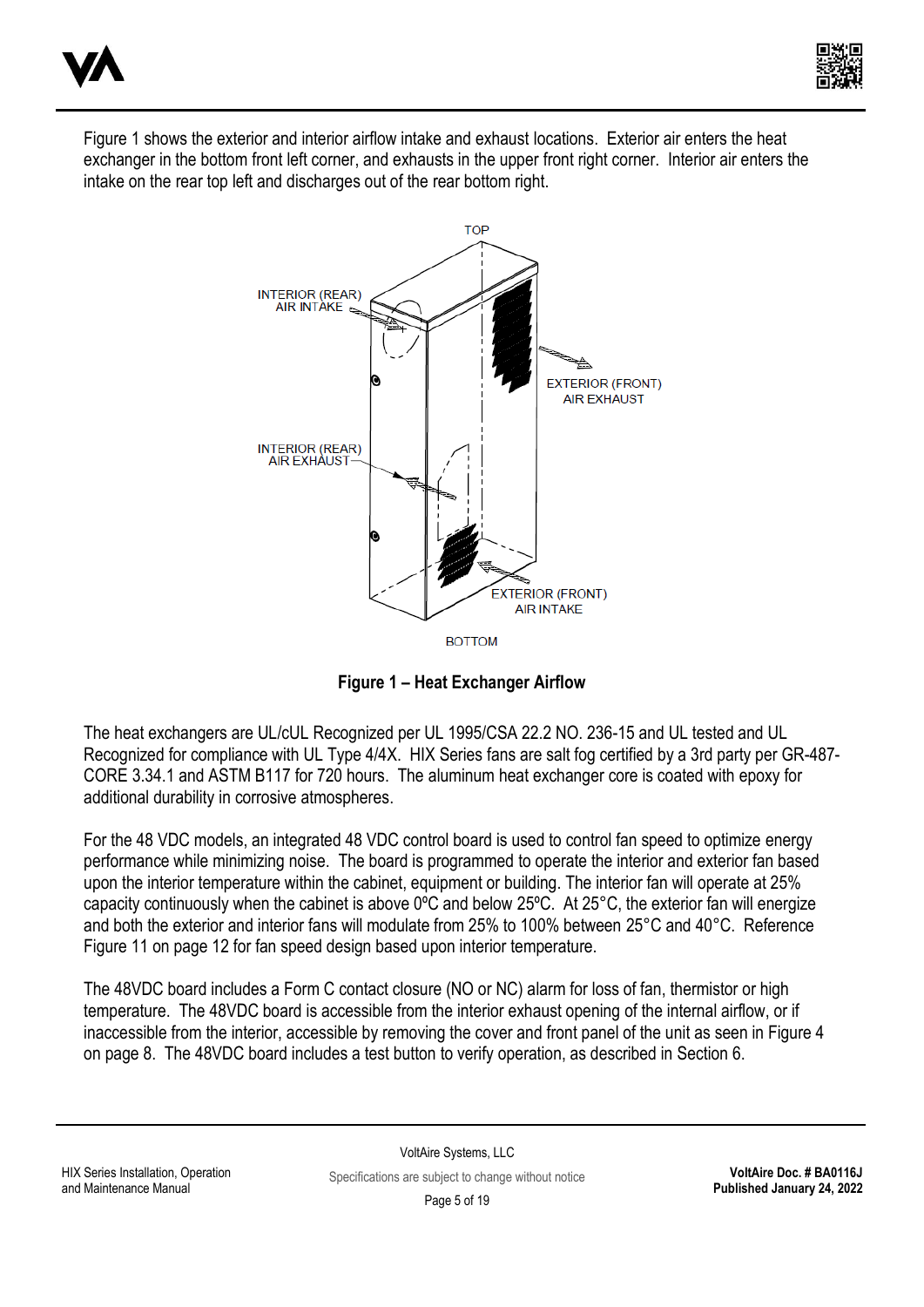Figure 1 shows the exterior and interior airflow intake and exhaust locations. Exterior air enters the heat exchanger in the bottom front left corner, and exhausts in the upper front right corner. Interior air enters the intake on the rear top left and discharges out of the rear bottom right.

**Figure 1 – Heat Exchanger Airflow**

The heat exchangers are UL/cUL Recognized per UL 1995/CSA 22.2 NO. 236-15 and UL tested and UL Recognized for compliance with UL Type 4/4X. HIX Series fans are salt fog certified by a 3rd party per GR-487-CORE 3.34.1 and ASTM B117 for 720 hours. The aluminum heat exchanger core is coated with epoxy for additional durability in corrosive atmospheres.

For the 48 VDC models, an integrated 48 VDC control board is used to control fan speed to optimize energy performance while minimizing noise. The board is programmed to operate the interior and exterior fan based upon the interior temperature within the cabinet, equipment or building. The interior fan will operate at 25% capacity continuously when the cabinet is above 0ºC and below 25ºC. At 25°C, the exterior fan will energize and both the exterior and interior fans will modulate from 25% to 100% between 25°C and 40°C. Reference Figure 11 on page 12 for fan speed design based upon interior temperature.

The 48VDC board includes a Form C contact closure (NO or NC) alarm for loss of fan, thermistor or high temperature. The 48VDC board is accessible from the interior exhaust opening of the internal airflow, or if inaccessible from the interior, accessible by removing the cover and front panel of the unit as seen in Figure 4 on page 8. The 48VDC board includes a test button to verify operation, as described in Section 6.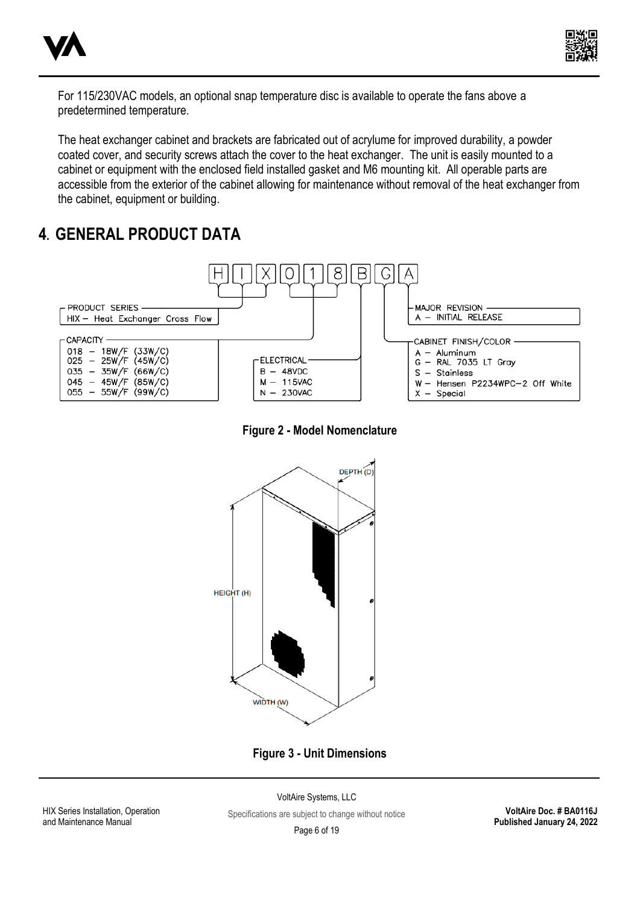For 115/230VAC models, an optional snap temperature disc is available to operate the fans above a predetermined temperature.

The heat exchanger cabinet and brackets are fabricated out of acrylume for improved durability, a powder coated cover, and security screws attach the cover to the heat exchanger. The unit is easily mounted to a cabinet or equipment with the enclosed field installed gasket and M6 mounting kit. All operable parts are accessible from the exterior of the cabinet allowing for maintenance without removal of the heat exchanger from the cabinet, equipment or building.

# 4. GENERAL PRODUCT DATA

H I X 0 1 8 B G A

PRODUCT SERIES
- HIX – Heat Exchanger Cross Flow

CAPACITY
- 018 – 18W/F (33W/C)
- 025 – 25W/F (45W/C)
- 035 – 35W/F (66W/C)
- 045 – 45W/F (85W/C)
- 055 – 55W/F (99W/C)

ELECTRICAL
- B – 48VDC
- M – 115VAC
- N – 230VAC

CABINET FINISH/COLOR
- A – Aluminum
- G – RAL 7035 LT Gray
- S – Stainless
- W – Hensen P2234WPC–2 Off White
- X – Special

MAJOR REVISION
- A – INITIAL RELEASE

**Figure 2 - Model Nomenclature**

DEPTH (D)

HEIGHT (H)

WIDTH (W)

**Figure 3 - Unit Dimensions**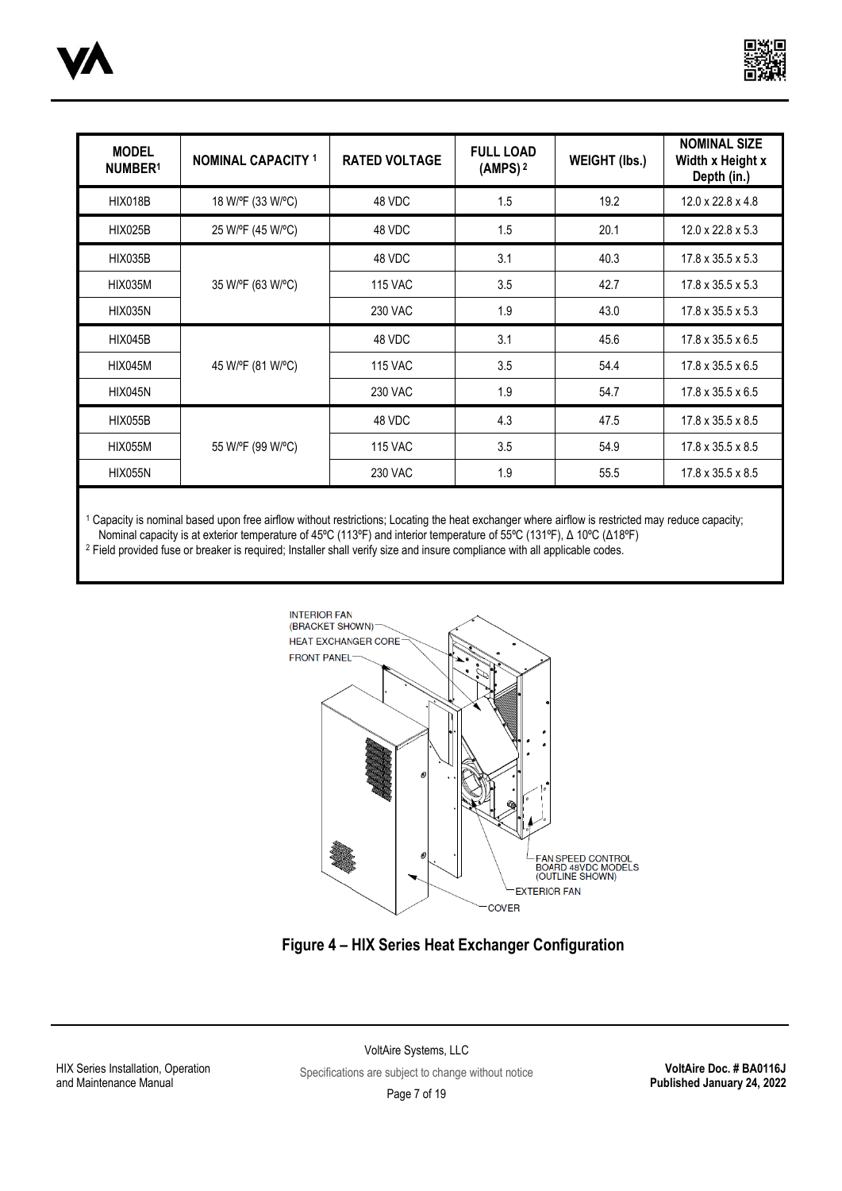| MODEL NUMBER[1] | NOMINAL CAPACITY [1] | RATED VOLTAGE | FULL LOAD (AMPS) [2] | WEIGHT (lbs.) | NOMINAL SIZE Width x Height x Depth (in.) |
|---|---|---|---|---|---|
| HIX018B | 18 W/ºF (33 W/ºC) | 48 VDC | 1.5 | 19.2 | 12.0 x 22.8 x 4.8 |
| HIX025B | 25 W/ºF (45 W/ºC) | 48 VDC | 1.5 | 20.1 | 12.0 x 22.8 x 5.3 |
| HIX035B | 35 W/ºF (63 W/ºC) | 48 VDC | 3.1 | 40.3 | 17.8 x 35.5 x 5.3 |
| HIX035M | | 115 VAC | 3.5 | 42.7 | 17.8 x 35.5 x 5.3 |
| HIX035N | | 230 VAC | 1.9 | 43.0 | 17.8 x 35.5 x 5.3 |
| HIX045B | 45 W/ºF (81 W/ºC) | 48 VDC | 3.1 | 45.6 | 17.8 x 35.5 x 6.5 |
| HIX045M | | 115 VAC | 3.5 | 54.4 | 17.8 x 35.5 x 6.5 |
| HIX045N | | 230 VAC | 1.9 | 54.7 | 17.8 x 35.5 x 6.5 |
| HIX055B | 55 W/ºF (99 W/ºC) | 48 VDC | 4.3 | 47.5 | 17.8 x 35.5 x 8.5 |
| HIX055M | | 115 VAC | 3.5 | 54.9 | 17.8 x 35.5 x 8.5 |
| HIX055N | | 230 VAC | 1.9 | 55.5 | 17.8 x 35.5 x 8.5 |

[1] Capacity is nominal based upon free airflow without restrictions; Locating the heat exchanger where airflow is restricted may reduce capacity; Nominal capacity is at exterior temperature of 45ºC (113ºF) and interior temperature of 55ºC (131ºF), Δ 10ºC (Δ18ºF)

[2] Field provided fuse or breaker is required; Installer shall verify size and insure compliance with all applicable codes.

**Figure 4 – HIX Series Heat Exchanger Configuration**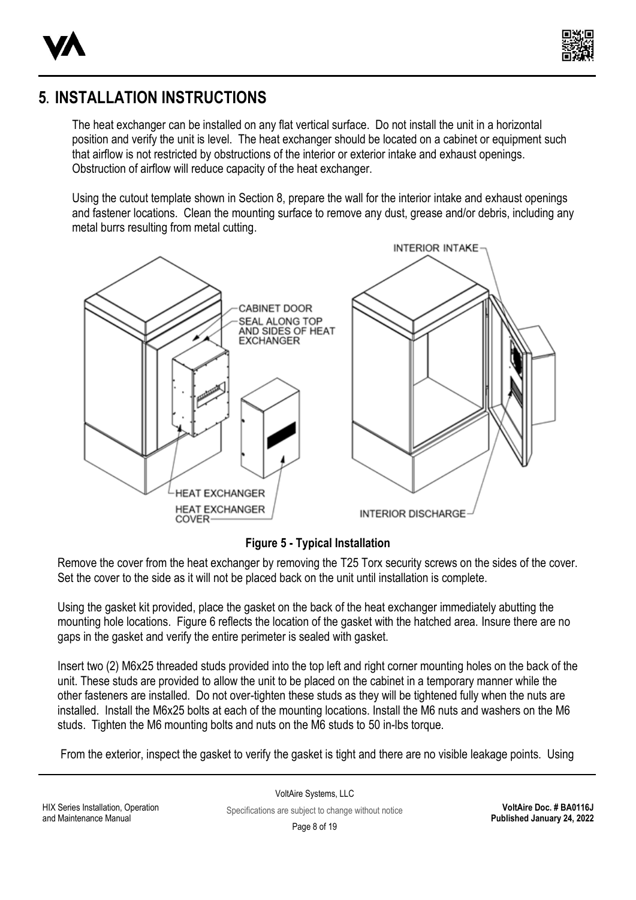# 5. INSTALLATION INSTRUCTIONS

The heat exchanger can be installed on any flat vertical surface. Do not install the unit in a horizontal position and verify the unit is level. The heat exchanger should be located on a cabinet or equipment such that airflow is not restricted by obstructions of the interior or exterior intake and exhaust openings. Obstruction of airflow will reduce capacity of the heat exchanger.

Using the cutout template shown in Section 8, prepare the wall for the interior intake and exhaust openings and fastener locations. Clean the mounting surface to remove any dust, grease and/or debris, including any metal burrs resulting from metal cutting.

**Figure 5 - Typical Installation**

Remove the cover from the heat exchanger by removing the T25 Torx security screws on the sides of the cover. Set the cover to the side as it will not be placed back on the unit until installation is complete.

Using the gasket kit provided, place the gasket on the back of the heat exchanger immediately abutting the mounting hole locations. Figure 6 reflects the location of the gasket with the hatched area. Insure there are no gaps in the gasket and verify the entire perimeter is sealed with gasket.

Insert two (2) M6x25 threaded studs provided into the top left and right corner mounting holes on the back of the unit. These studs are provided to allow the unit to be placed on the cabinet in a temporary manner while the other fasteners are installed. Do not over-tighten these studs as they will be tightened fully when the nuts are installed. Install the M6x25 bolts at each of the mounting locations. Install the M6 nuts and washers on the M6 studs. Tighten the M6 mounting bolts and nuts on the M6 studs to 50 in-lbs torque.

From the exterior, inspect the gasket to verify the gasket is tight and there are no visible leakage points. Using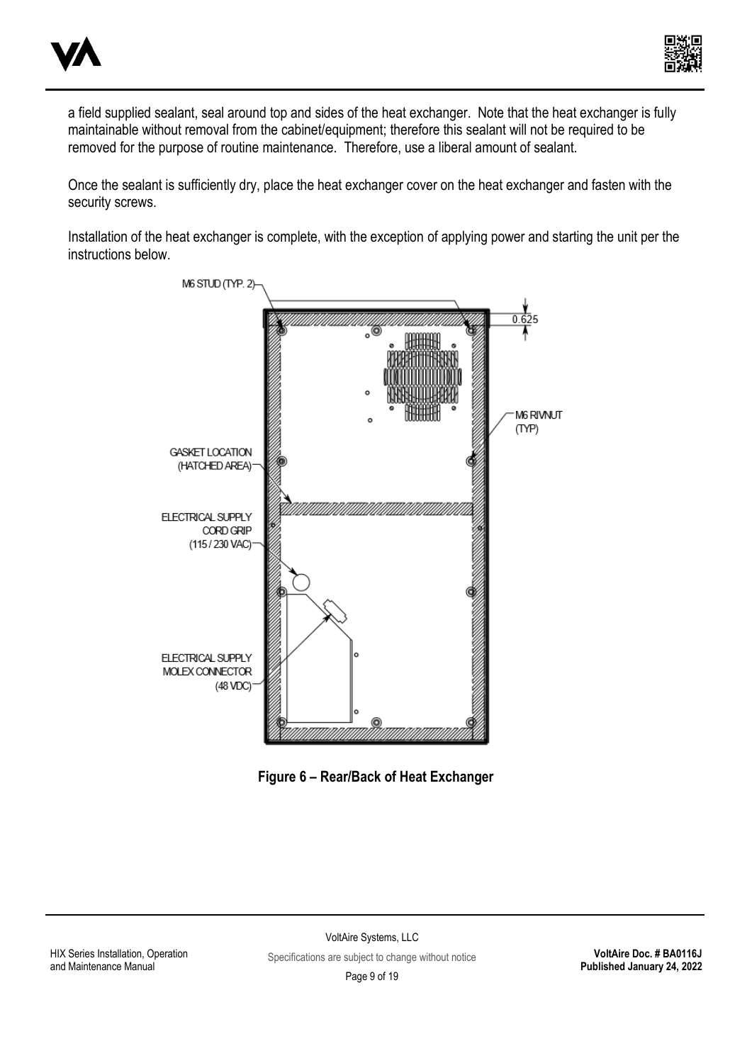a field supplied sealant, seal around top and sides of the heat exchanger. Note that the heat exchanger is fully maintainable without removal from the cabinet/equipment; therefore this sealant will not be required to be removed for the purpose of routine maintenance. Therefore, use a liberal amount of sealant.

Once the sealant is sufficiently dry, place the heat exchanger cover on the heat exchanger and fasten with the security screws.

Installation of the heat exchanger is complete, with the exception of applying power and starting the unit per the instructions below.

**Figure 6 – Rear/Back of Heat Exchanger**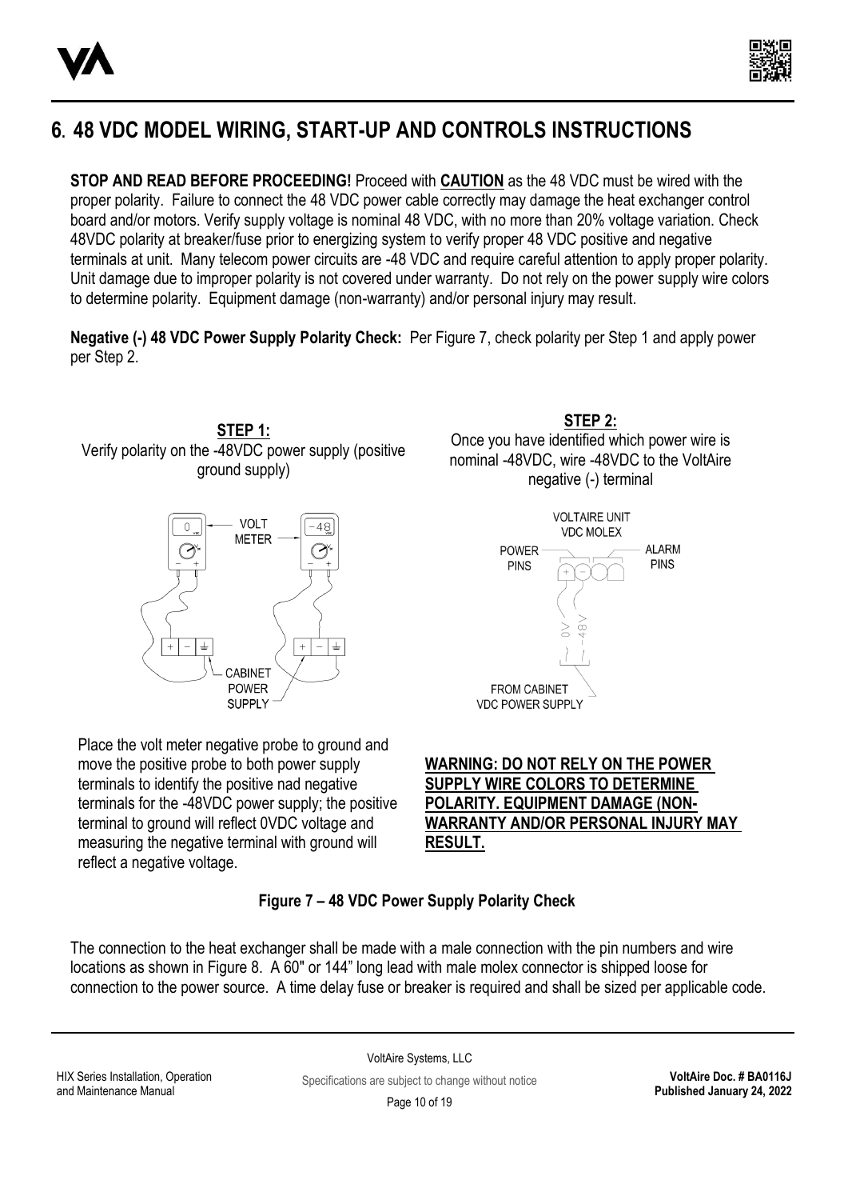# 6. 48 VDC MODEL WIRING, START-UP AND CONTROLS INSTRUCTIONS

**STOP AND READ BEFORE PROCEEDING!** Proceed with **CAUTION** as the 48 VDC must be wired with the proper polarity. Failure to connect the 48 VDC power cable correctly may damage the heat exchanger control board and/or motors. Verify supply voltage is nominal 48 VDC, with no more than 20% voltage variation. Check 48VDC polarity at breaker/fuse prior to energizing system to verify proper 48 VDC positive and negative terminals at unit. Many telecom power circuits are -48 VDC and require careful attention to apply proper polarity. Unit damage due to improper polarity is not covered under warranty. Do not rely on the power supply wire colors to determine polarity. Equipment damage (non-warranty) and/or personal injury may result.

**Negative (-) 48 VDC Power Supply Polarity Check:** Per Figure 7, check polarity per Step 1 and apply power per Step 2.

**STEP 1:**
Verify polarity on the -48VDC power supply (positive ground supply)

VOLT METER, CABINET POWER SUPPLY

Place the volt meter negative probe to ground and move the positive probe to both power supply terminals to identify the positive nad negative terminals for the -48VDC power supply; the positive terminal to ground will reflect 0VDC voltage and measuring the negative terminal with ground will reflect a negative voltage.

**STEP 2:**
Once you have identified which power wire is nominal -48VDC, wire -48VDC to the VoltAire negative (-) terminal

VOLTAIRE UNIT VDC MOLEX, POWER PINS, ALARM PINS, 0V, -48V, FROM CABINET VDC POWER SUPPLY

**WARNING: DO NOT RELY ON THE POWER SUPPLY WIRE COLORS TO DETERMINE POLARITY. EQUIPMENT DAMAGE (NON-WARRANTY AND/OR PERSONAL INJURY MAY RESULT.**

**Figure 7 – 48 VDC Power Supply Polarity Check**

The connection to the heat exchanger shall be made with a male connection with the pin numbers and wire locations as shown in Figure 8. A 60" or 144" long lead with male molex connector is shipped loose for connection to the power source. A time delay fuse or breaker is required and shall be sized per applicable code.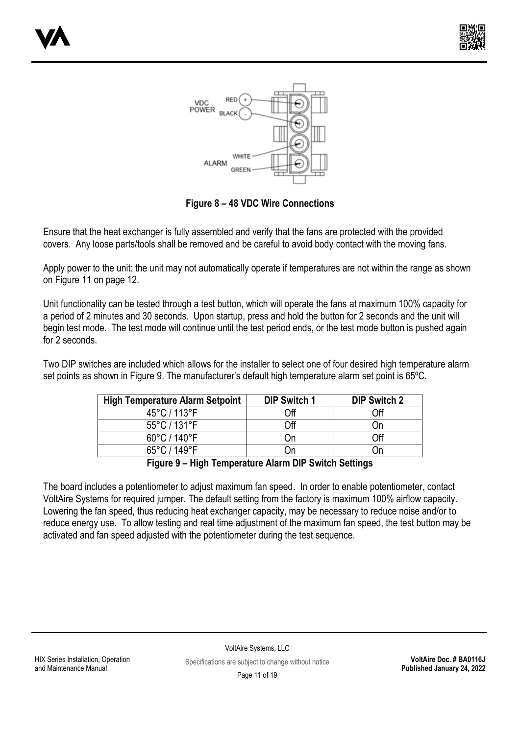**Figure 8 – 48 VDC Wire Connections**

Ensure that the heat exchanger is fully assembled and verify that the fans are protected with the provided covers. Any loose parts/tools shall be removed and be careful to avoid body contact with the moving fans.

Apply power to the unit: the unit may not automatically operate if temperatures are not within the range as shown on Figure 11 on page 12.

Unit functionality can be tested through a test button, which will operate the fans at maximum 100% capacity for a period of 2 minutes and 30 seconds. Upon startup, press and hold the button for 2 seconds and the unit will begin test mode. The test mode will continue until the test period ends, or the test mode button is pushed again for 2 seconds.

Two DIP switches are included which allows for the installer to select one of four desired high temperature alarm set points as shown in Figure 9. The manufacturer's default high temperature alarm set point is 65ºC.

| High Temperature Alarm Setpoint | DIP Switch 1 | DIP Switch 2 |
|---|---|---|
| 45°C / 113°F | Off | Off |
| 55°C / 131°F | Off | On |
| 60°C / 140°F | On | Off |
| 65°C / 149°F | On | On |

**Figure 9 – High Temperature Alarm DIP Switch Settings**

The board includes a potentiometer to adjust maximum fan speed. In order to enable potentiometer, contact VoltAire Systems for required jumper. The default setting from the factory is maximum 100% airflow capacity. Lowering the fan speed, thus reducing heat exchanger capacity, may be necessary to reduce noise and/or to reduce energy use. To allow testing and real time adjustment of the maximum fan speed, the test button may be activated and fan speed adjusted with the potentiometer during the test sequence.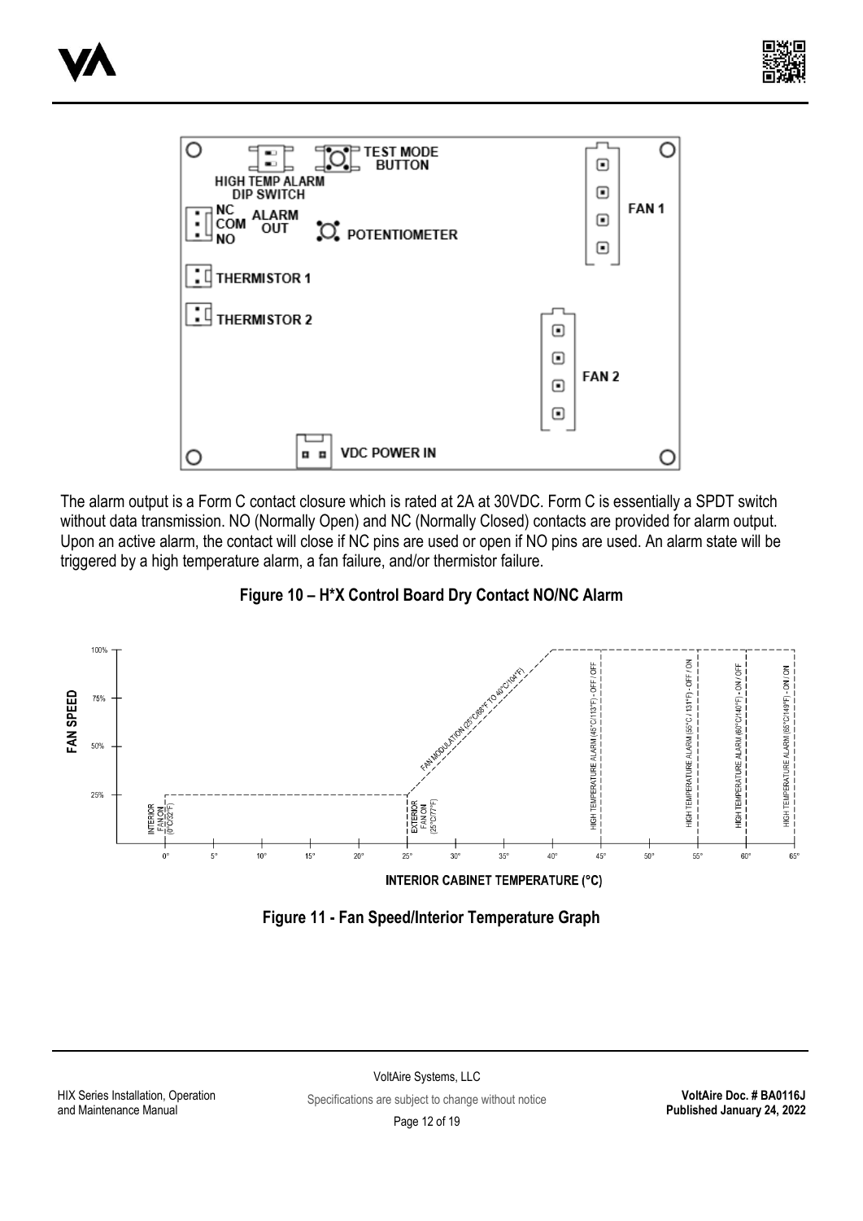The alarm output is a Form C contact closure which is rated at 2A at 30VDC. Form C is essentially a SPDT switch without data transmission. NO (Normally Open) and NC (Normally Closed) contacts are provided for alarm output. Upon an active alarm, the contact will close if NC pins are used or open if NO pins are used. An alarm state will be triggered by a high temperature alarm, a fan failure, and/or thermistor failure.

**Figure 10 – H*X Control Board Dry Contact NO/NC Alarm**

**Figure 11 - Fan Speed/Interior Temperature Graph**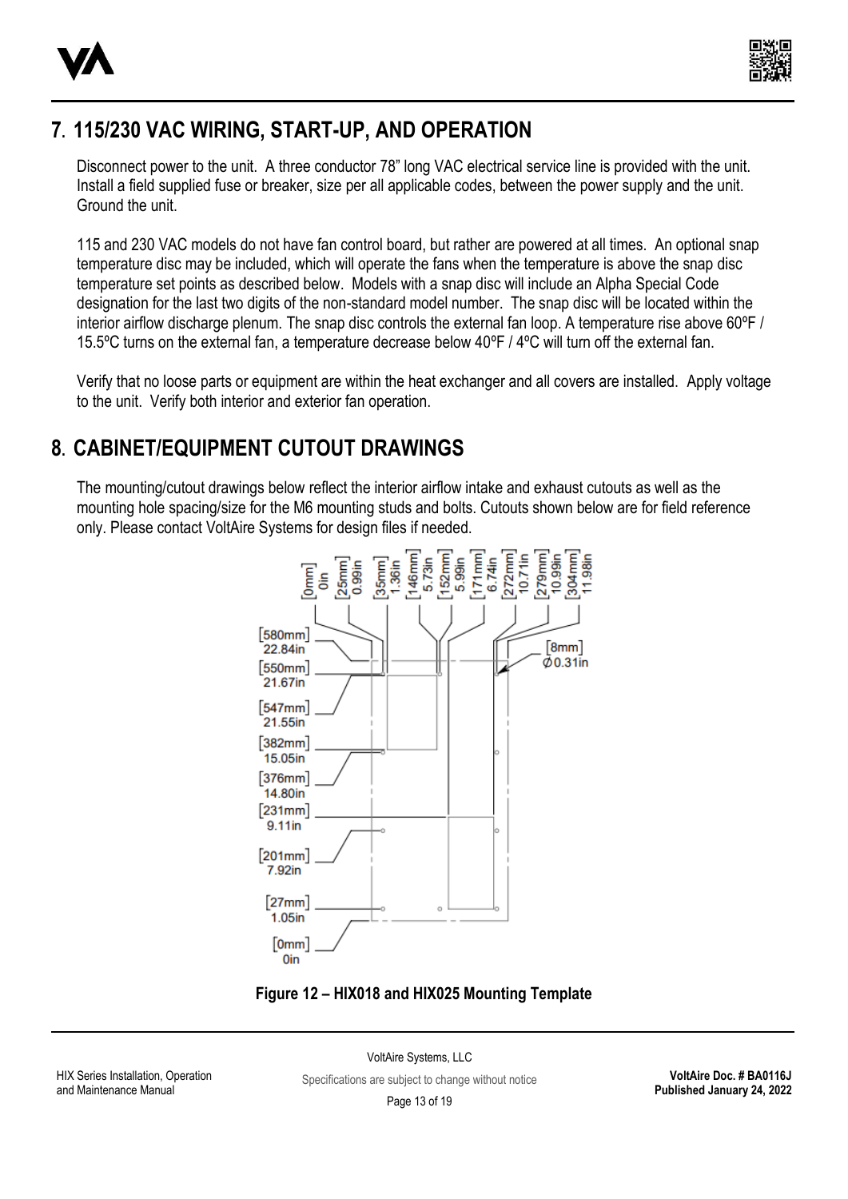## 7. 115/230 VAC WIRING, START-UP, AND OPERATION

Disconnect power to the unit. A three conductor 78" long VAC electrical service line is provided with the unit. Install a field supplied fuse or breaker, size per all applicable codes, between the power supply and the unit. Ground the unit.

115 and 230 VAC models do not have fan control board, but rather are powered at all times. An optional snap temperature disc may be included, which will operate the fans when the temperature is above the snap disc temperature set points as described below. Models with a snap disc will include an Alpha Special Code designation for the last two digits of the non-standard model number. The snap disc will be located within the interior airflow discharge plenum. The snap disc controls the external fan loop. A temperature rise above 60ºF / 15.5ºC turns on the external fan, a temperature decrease below 40ºF / 4ºC will turn off the external fan.

Verify that no loose parts or equipment are within the heat exchanger and all covers are installed. Apply voltage to the unit. Verify both interior and exterior fan operation.

## 8. CABINET/EQUIPMENT CUTOUT DRAWINGS

The mounting/cutout drawings below reflect the interior airflow intake and exhaust cutouts as well as the mounting hole spacing/size for the M6 mounting studs and bolts. Cutouts shown below are for field reference only. Please contact VoltAire Systems for design files if needed.

[0mm] 0in, [25mm] 0.99in, [35mm] 1.36in, [146mm] 5.73in, [152mm] 5.99in, [171mm] 6.74in, [272mm] 10.71in, [279mm] 10.99in, [304mm] 11.98in

[580mm] 22.84in, [550mm] 21.67in, [547mm] 21.55in, [382mm] 15.05in, [376mm] 14.80in, [231mm] 9.11in, [201mm] 7.92in, [27mm] 1.05in, [0mm] 0in

[8mm] Ø0.31in

**Figure 12 – HIX018 and HIX025 Mounting Template**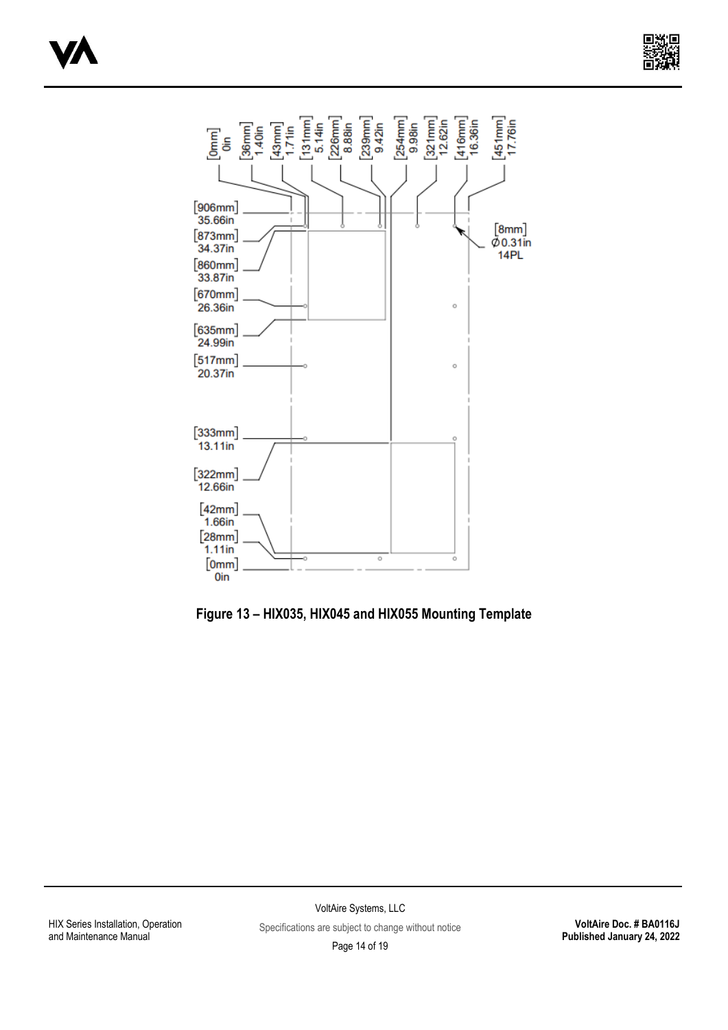[0mm] 0in | [36mm] 1.40in | [43mm] 1.71in | [131mm] 5.14in | [226mm] 8.88in | [239mm] 9.42in | [254mm] 9.98in | [321mm] 12.62in | [416mm] 16.36in | [451mm] 17.76in

[906mm] 35.66in
[873mm] 34.37in
[860mm] 33.87in
[670mm] 26.36in
[635mm] 24.99in
[517mm] 20.37in
[333mm] 13.11in
[322mm] 12.66in
[42mm] 1.66in
[28mm] 1.11in
[0mm] 0in

[8mm] Ø0.31in 14PL

**Figure 13 – HIX035, HIX045 and HIX055 Mounting Template**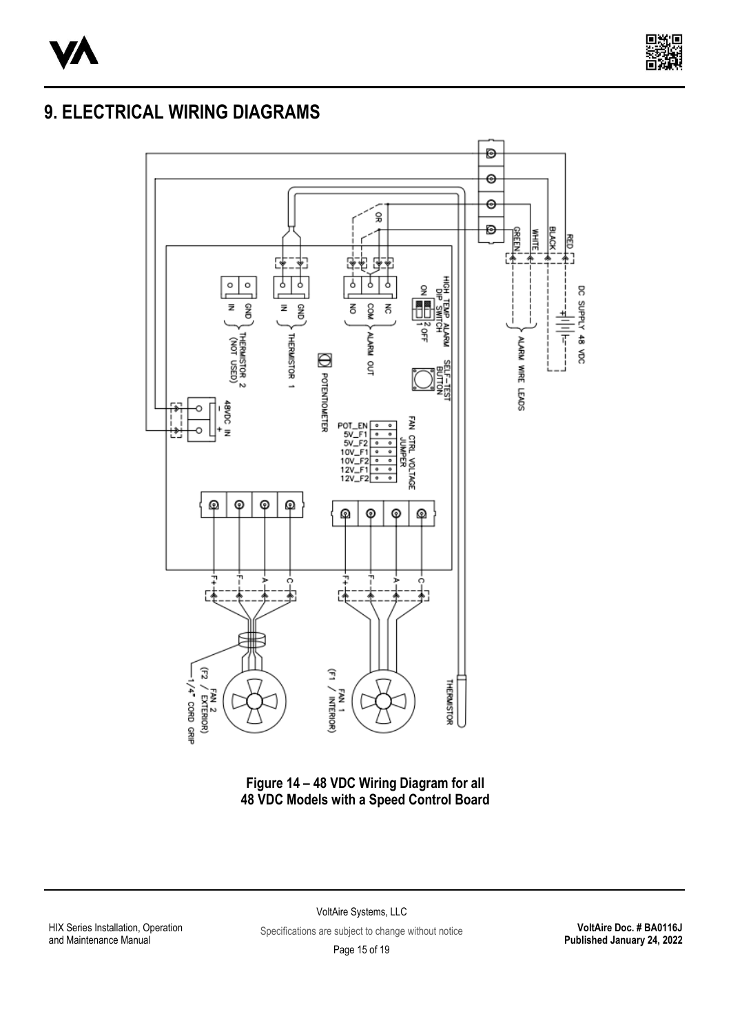# 9. ELECTRICAL WIRING DIAGRAMS

Figure 14 – 48 VDC Wiring Diagram for all 48 VDC Models with a Speed Control Board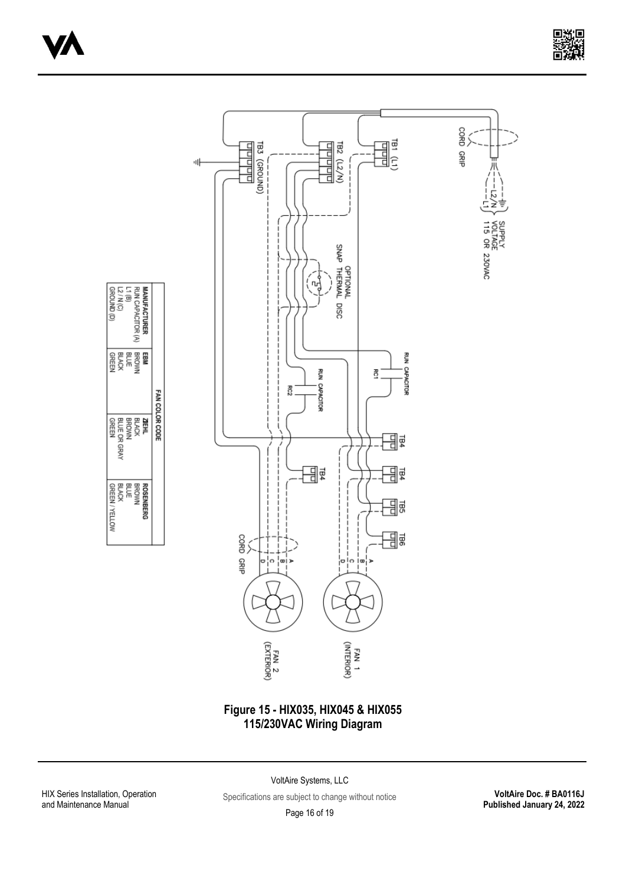| FAN COLOR CODE | | | |
|---|---|---|---|
| **MANUFACTURER** | **EBM** | **ZIEHL** | **ROSENBERG** |
| RUN CAPACITOR (A) | BROWN | BLACK | BROWN |
| L1 (B) | BLUE | BROWN | BLUE |
| L2 / N (C) | BLACK | BLUE OR GRAY | BLACK |
| GROUND (D) | GREEN | GREEN | GREEN / YELLOW |

**Figure 15 - HIX035, HIX045 & HIX055 115/230VAC Wiring Diagram**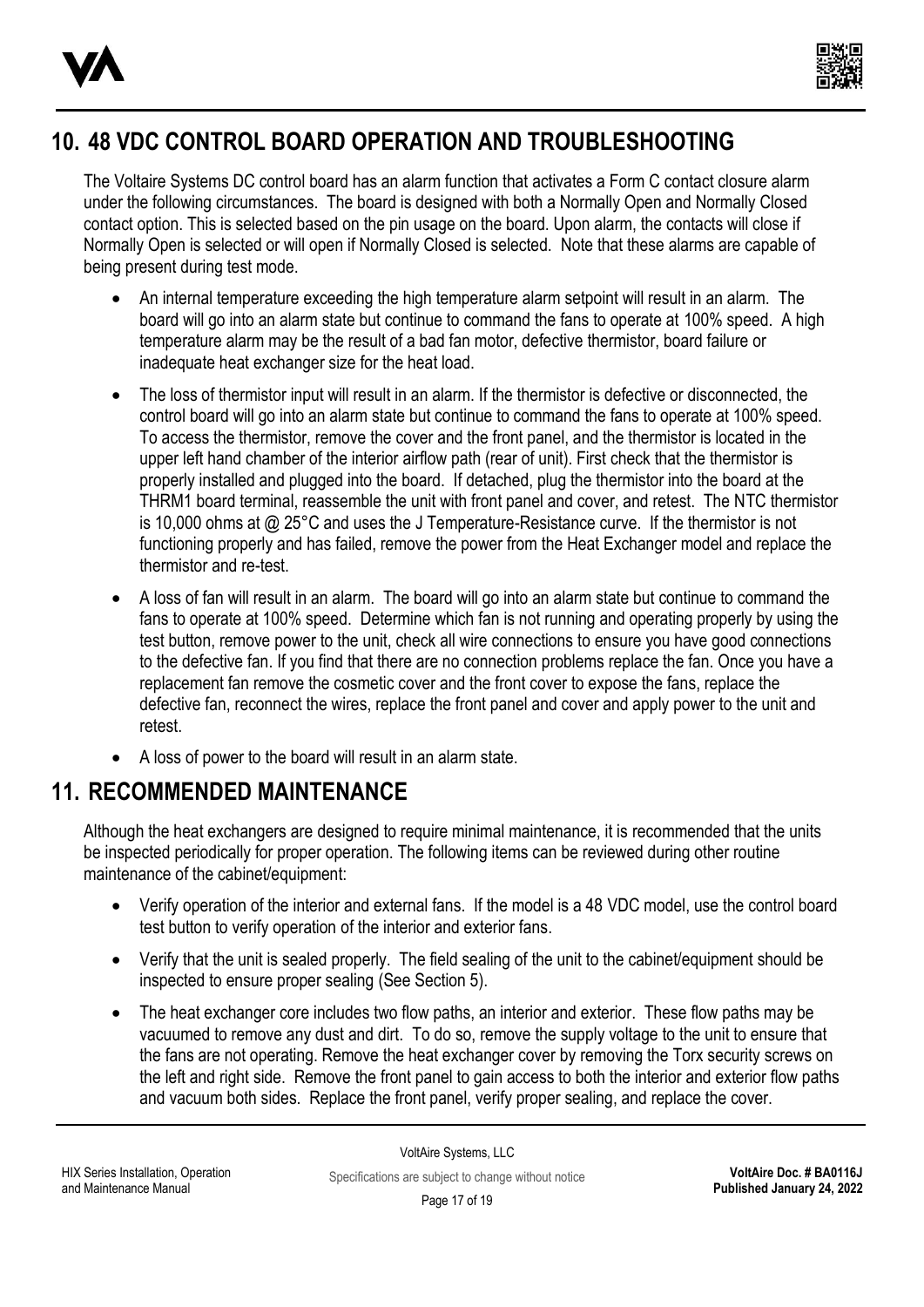## 10. 48 VDC CONTROL BOARD OPERATION AND TROUBLESHOOTING

The Voltaire Systems DC control board has an alarm function that activates a Form C contact closure alarm under the following circumstances. The board is designed with both a Normally Open and Normally Closed contact option. This is selected based on the pin usage on the board. Upon alarm, the contacts will close if Normally Open is selected or will open if Normally Closed is selected. Note that these alarms are capable of being present during test mode.

- An internal temperature exceeding the high temperature alarm setpoint will result in an alarm. The board will go into an alarm state but continue to command the fans to operate at 100% speed. A high temperature alarm may be the result of a bad fan motor, defective thermistor, board failure or inadequate heat exchanger size for the heat load.
- The loss of thermistor input will result in an alarm. If the thermistor is defective or disconnected, the control board will go into an alarm state but continue to command the fans to operate at 100% speed. To access the thermistor, remove the cover and the front panel, and the thermistor is located in the upper left hand chamber of the interior airflow path (rear of unit). First check that the thermistor is properly installed and plugged into the board. If detached, plug the thermistor into the board at the THRM1 board terminal, reassemble the unit with front panel and cover, and retest. The NTC thermistor is 10,000 ohms at @ 25°C and uses the J Temperature-Resistance curve. If the thermistor is not functioning properly and has failed, remove the power from the Heat Exchanger model and replace the thermistor and re-test.
- A loss of fan will result in an alarm. The board will go into an alarm state but continue to command the fans to operate at 100% speed. Determine which fan is not running and operating properly by using the test button, remove power to the unit, check all wire connections to ensure you have good connections to the defective fan. If you find that there are no connection problems replace the fan. Once you have a replacement fan remove the cosmetic cover and the front cover to expose the fans, replace the defective fan, reconnect the wires, replace the front panel and cover and apply power to the unit and retest.
- A loss of power to the board will result in an alarm state.

## 11. RECOMMENDED MAINTENANCE

Although the heat exchangers are designed to require minimal maintenance, it is recommended that the units be inspected periodically for proper operation. The following items can be reviewed during other routine maintenance of the cabinet/equipment:

- Verify operation of the interior and external fans. If the model is a 48 VDC model, use the control board test button to verify operation of the interior and exterior fans.
- Verify that the unit is sealed properly. The field sealing of the unit to the cabinet/equipment should be inspected to ensure proper sealing (See Section 5).
- The heat exchanger core includes two flow paths, an interior and exterior. These flow paths may be vacuumed to remove any dust and dirt. To do so, remove the supply voltage to the unit to ensure that the fans are not operating. Remove the heat exchanger cover by removing the Torx security screws on the left and right side. Remove the front panel to gain access to both the interior and exterior flow paths and vacuum both sides. Replace the front panel, verify proper sealing, and replace the cover.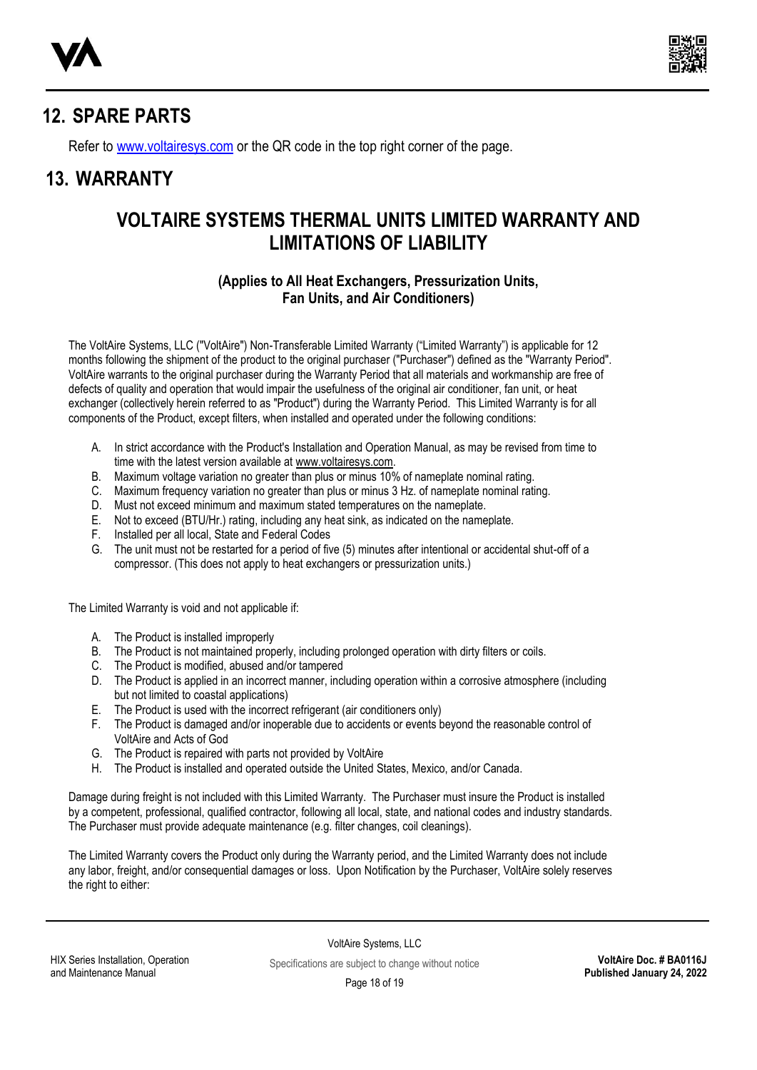## 12. SPARE PARTS

Refer to [www.voltairesys.com](www.voltairesys.com) or the QR code in the top right corner of the page.

## 13. WARRANTY

# VOLTAIRE SYSTEMS THERMAL UNITS LIMITED WARRANTY AND LIMITATIONS OF LIABILITY

### (Applies to All Heat Exchangers, Pressurization Units, Fan Units, and Air Conditioners)

The VoltAire Systems, LLC ("VoltAire") Non-Transferable Limited Warranty ("Limited Warranty") is applicable for 12 months following the shipment of the product to the original purchaser ("Purchaser") defined as the "Warranty Period". VoltAire warrants to the original purchaser during the Warranty Period that all materials and workmanship are free of defects of quality and operation that would impair the usefulness of the original air conditioner, fan unit, or heat exchanger (collectively herein referred to as "Product") during the Warranty Period. This Limited Warranty is for all components of the Product, except filters, when installed and operated under the following conditions:

A. In strict accordance with the Product's Installation and Operation Manual, as may be revised from time to time with the latest version available at www.voltairesys.com.
B. Maximum voltage variation no greater than plus or minus 10% of nameplate nominal rating.
C. Maximum frequency variation no greater than plus or minus 3 Hz. of nameplate nominal rating.
D. Must not exceed minimum and maximum stated temperatures on the nameplate.
E. Not to exceed (BTU/Hr.) rating, including any heat sink, as indicated on the nameplate.
F. Installed per all local, State and Federal Codes
G. The unit must not be restarted for a period of five (5) minutes after intentional or accidental shut-off of a compressor. (This does not apply to heat exchangers or pressurization units.)

The Limited Warranty is void and not applicable if:

A. The Product is installed improperly
B. The Product is not maintained properly, including prolonged operation with dirty filters or coils.
C. The Product is modified, abused and/or tampered
D. The Product is applied in an incorrect manner, including operation within a corrosive atmosphere (including but not limited to coastal applications)
E. The Product is used with the incorrect refrigerant (air conditioners only)
F. The Product is damaged and/or inoperable due to accidents or events beyond the reasonable control of VoltAire and Acts of God
G. The Product is repaired with parts not provided by VoltAire
H. The Product is installed and operated outside the United States, Mexico, and/or Canada.

Damage during freight is not included with this Limited Warranty. The Purchaser must insure the Product is installed by a competent, professional, qualified contractor, following all local, state, and national codes and industry standards. The Purchaser must provide adequate maintenance (e.g. filter changes, coil cleanings).

The Limited Warranty covers the Product only during the Warranty period, and the Limited Warranty does not include any labor, freight, and/or consequential damages or loss. Upon Notification by the Purchaser, VoltAire solely reserves the right to either: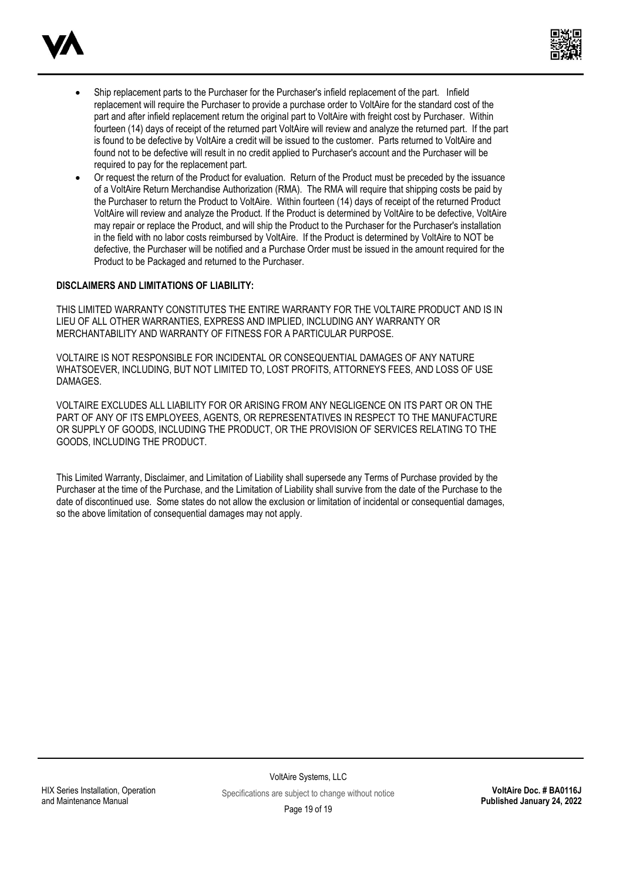- Ship replacement parts to the Purchaser for the Purchaser's infield replacement of the part. Infield replacement will require the Purchaser to provide a purchase order to VoltAire for the standard cost of the part and after infield replacement return the original part to VoltAire with freight cost by Purchaser. Within fourteen (14) days of receipt of the returned part VoltAire will review and analyze the returned part. If the part is found to be defective by VoltAire a credit will be issued to the customer. Parts returned to VoltAire and found not to be defective will result in no credit applied to Purchaser's account and the Purchaser will be required to pay for the replacement part.
- Or request the return of the Product for evaluation. Return of the Product must be preceded by the issuance of a VoltAire Return Merchandise Authorization (RMA). The RMA will require that shipping costs be paid by the Purchaser to return the Product to VoltAire. Within fourteen (14) days of receipt of the returned Product VoltAire will review and analyze the Product. If the Product is determined by VoltAire to be defective, VoltAire may repair or replace the Product, and will ship the Product to the Purchaser for the Purchaser's installation in the field with no labor costs reimbursed by VoltAire. If the Product is determined by VoltAire to NOT be defective, the Purchaser will be notified and a Purchase Order must be issued in the amount required for the Product to be Packaged and returned to the Purchaser.

**DISCLAIMERS AND LIMITATIONS OF LIABILITY:**

THIS LIMITED WARRANTY CONSTITUTES THE ENTIRE WARRANTY FOR THE VOLTAIRE PRODUCT AND IS IN LIEU OF ALL OTHER WARRANTIES, EXPRESS AND IMPLIED, INCLUDING ANY WARRANTY OR MERCHANTABILITY AND WARRANTY OF FITNESS FOR A PARTICULAR PURPOSE.

VOLTAIRE IS NOT RESPONSIBLE FOR INCIDENTAL OR CONSEQUENTIAL DAMAGES OF ANY NATURE WHATSOEVER, INCLUDING, BUT NOT LIMITED TO, LOST PROFITS, ATTORNEYS FEES, AND LOSS OF USE DAMAGES.

VOLTAIRE EXCLUDES ALL LIABILITY FOR OR ARISING FROM ANY NEGLIGENCE ON ITS PART OR ON THE PART OF ANY OF ITS EMPLOYEES, AGENTS, OR REPRESENTATIVES IN RESPECT TO THE MANUFACTURE OR SUPPLY OF GOODS, INCLUDING THE PRODUCT, OR THE PROVISION OF SERVICES RELATING TO THE GOODS, INCLUDING THE PRODUCT.

This Limited Warranty, Disclaimer, and Limitation of Liability shall supersede any Terms of Purchase provided by the Purchaser at the time of the Purchase, and the Limitation of Liability shall survive from the date of the Purchase to the date of discontinued use. Some states do not allow the exclusion or limitation of incidental or consequential damages, so the above limitation of consequential damages may not apply.